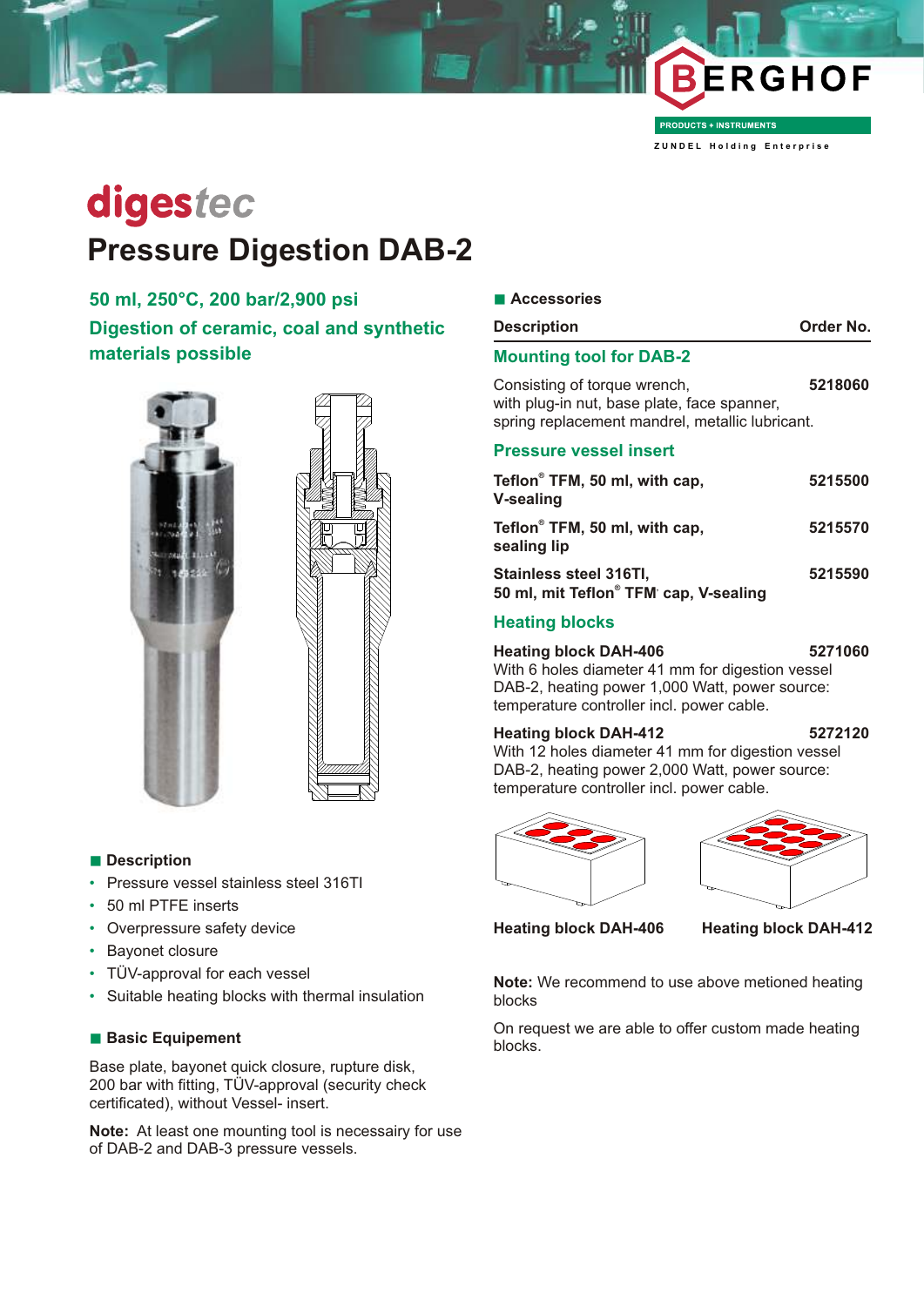BERGHOF

PRODUCTS + INSTRUMENTS

ZUNDEL Holding Enterprise

# digestec

# Pressure Digestion DAB-2

## 50 ml, 250°C, 200 bar/2,900 psi

## Digestion of ceramic, coal and synthetic materials possible

### Description

- Pressure vessel stainless steel 316TI
- 50 ml PTFE inserts
- Overpressure safety device
- Bayonet closure
- TÜV-approval for each vessel
- Suitable heating blocks with thermal insulation

### Basic Equipement

Base plate, bayonet quick closure, rupture disk, 200 bar with fitting, TÜV-approval (security check certificated), without Vessel- insert.

**Note:** At least one mounting tool is necessairy for use of DAB-2 and DAB-3 pressure vessels.

### Accessories

| Description | Order No. |
|---|---|
| **Mounting tool for DAB-2** | |
| Consisting of torque wrench, with plug-in nut, base plate, face spanner, spring replacement mandrel, metallic lubricant. | **5218060** |
| **Pressure vessel insert** | |
| **Teflon® TFM, 50 ml, with cap, V-sealing** | **5215500** |
| **Teflon® TFM, 50 ml, with cap, sealing lip** | **5215570** |
| **Stainless steel 316TI, 50 ml, mit Teflon® TFM cap, V-sealing** | **5215590** |
| **Heating blocks** | |
| **Heating block DAH-406** With 6 holes diameter 41 mm for digestion vessel DAB-2, heating power 1,000 Watt, power source: temperature controller incl. power cable. | **5271060** |
| **Heating block DAH-412** With 12 holes diameter 41 mm for digestion vessel DAB-2, heating power 2,000 Watt, power source: temperature controller incl. power cable. | **5272120** |

**Heating block DAH-406** **Heating block DAH-412**

**Note:** We recommend to use above metioned heating blocks

On request we are able to offer custom made heating blocks.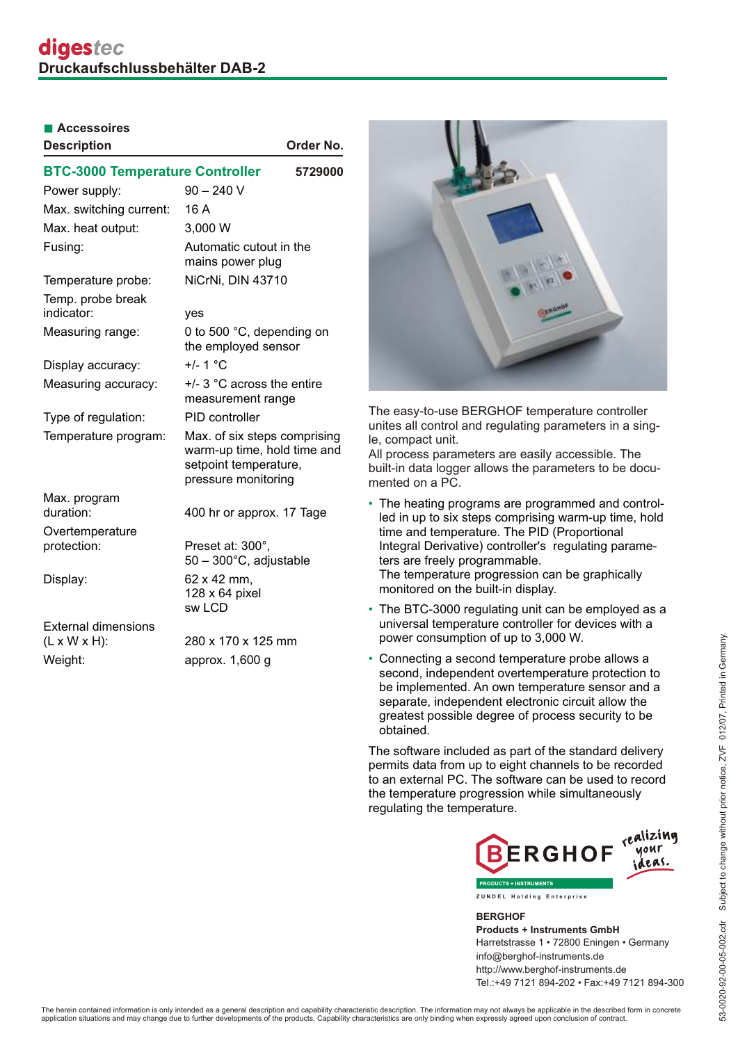**digestec**
**Druckaufschlussbehälter DAB-2**

## Accessoires

| Description | Order No. |
|---|---|
| **BTC-3000 Temperature Controller** | **5729000** |

| | |
|---|---|
| Power supply: | 90 – 240 V |
| Max. switching current: | 16 A |
| Max. heat output: | 3,000 W |
| Fusing: | Automatic cutout in the mains power plug |
| Temperature probe: | NiCrNi, DIN 43710 |
| Temp. probe break indicator: | yes |
| Measuring range: | 0 to 500 °C, depending on the employed sensor |
| Display accuracy: | +/- 1 °C |
| Measuring accuracy: | +/- 3 °C across the entire measurement range |
| Type of regulation: | PID controller |
| Temperature program: | Max. of six steps comprising warm-up time, hold time and setpoint temperature, pressure monitoring |
| Max. program duration: | 400 hr or approx. 17 Tage |
| Overtemperature protection: | Preset at: 300°, 50 – 300°C, adjustable |
| Display: | 62 x 42 mm, 128 x 64 pixel sw LCD |
| External dimensions (L x W x H): | 280 x 170 x 125 mm |
| Weight: | approx. 1,600 g |

The easy-to-use BERGHOF temperature controller unites all control and regulating parameters in a single, compact unit.
All process parameters are easily accessible. The built-in data logger allows the parameters to be documented on a PC.

- The heating programs are programmed and controlled in up to six steps comprising warm-up time, hold time and temperature. The PID (Proportional Integral Derivative) controller's regulating parameters are freely programmable.
  The temperature progression can be graphically monitored on the built-in display.
- The BTC-3000 regulating unit can be employed as a universal temperature controller for devices with a power consumption of up to 3,000 W.
- Connecting a second temperature probe allows a second, independent overtemperature protection to be implemented. An own temperature sensor and a separate, independent electronic circuit allow the greatest possible degree of process security to be obtained.

The software included as part of the standard delivery permits data from up to eight channels to be recorded to an external PC. The software can be used to record the temperature progression while simultaneously regulating the temperature.

BERGHOF realizing your ideas.
PRODUCTS + INSTRUMENTS
ZUNDEL Holding Enterprise

**BERGHOF**
**Products + Instruments GmbH**
Harretstrasse 1 • 72800 Eningen • Germany
info@berghof-instruments.de
http://www.berghof-instruments.de
Tel.:+49 7121 894-202 • Fax:+49 7121 894-300

53-0020-92-00-05-002.cdr Subject to change without prior notice, ZVF 012/07, Printed in Germany.

The herein contained information is only intended as a general description and capability characteristic description. The information may not always be applicable in the described form in concrete application situations and may change due to further developments of the products. Capability characteristics are only binding when expressly agreed upon conclusion of contract.